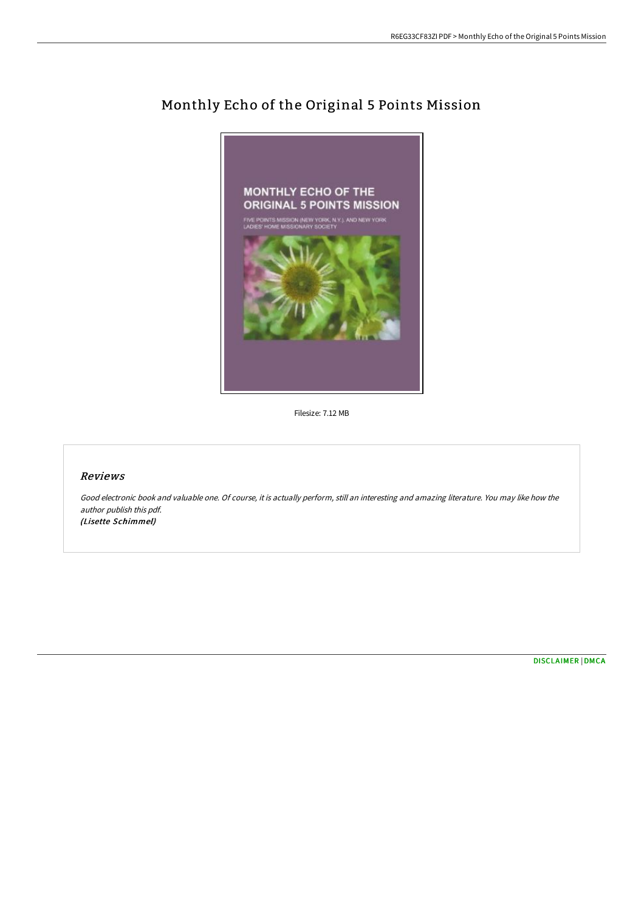# Monthly Echo of the Original 5 Points Mission

Filesize: 7.12 MB

## *Reviews*

*Good electronic book and valuable one. Of course, it is actually perform, still an interesting and amazing literature. You may like how the author publish this pdf.*
*(Lisette Schimmel)*

DISCLAIMER | DMCA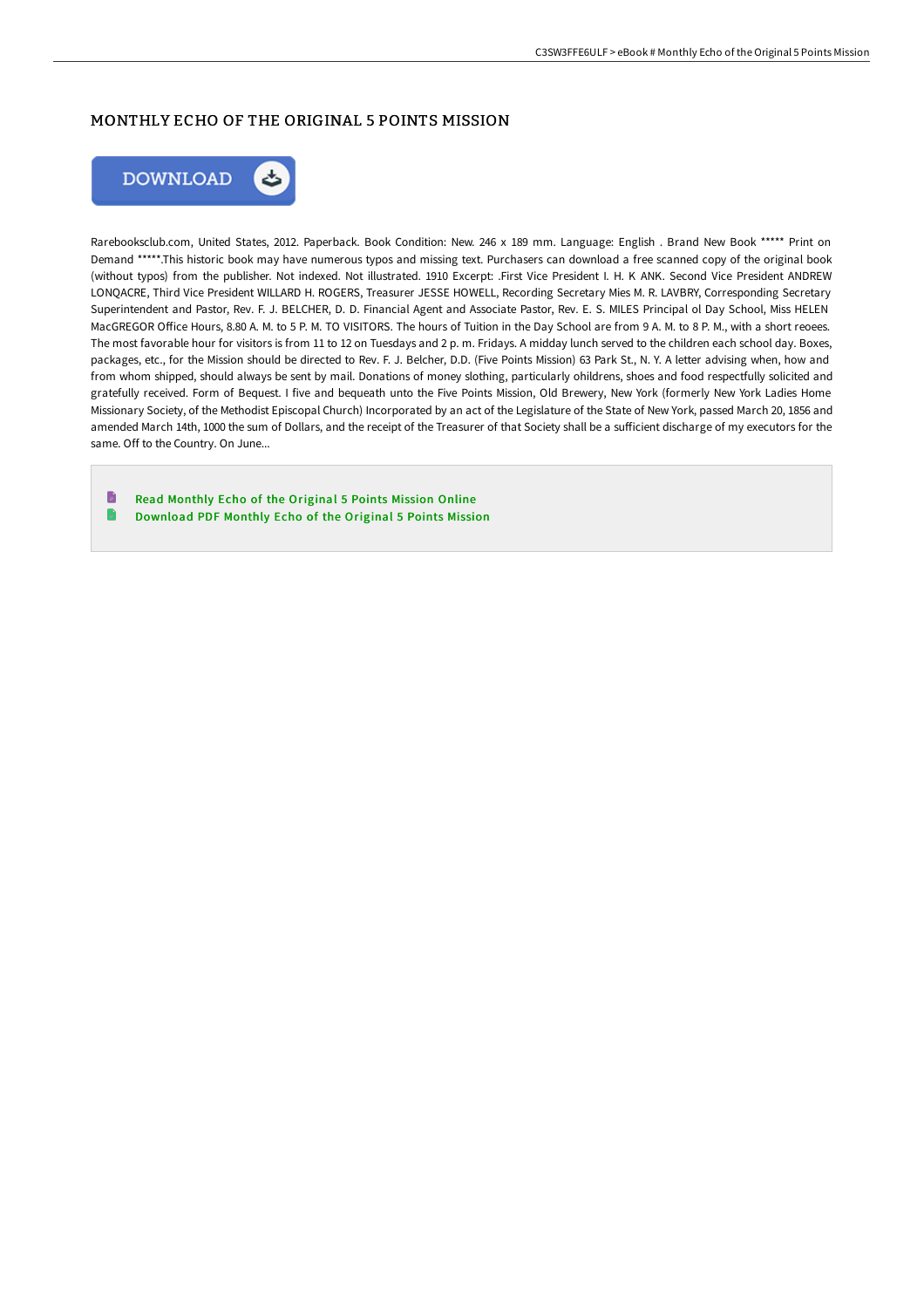# MONTHLY ECHO OF THE ORIGINAL 5 POINTS MISSION

Rarebooksclub.com, United States, 2012. Paperback. Book Condition: New. 246 x 189 mm. Language: English . Brand New Book ***** Print on Demand *****.This historic book may have numerous typos and missing text. Purchasers can download a free scanned copy of the original book (without typos) from the publisher. Not indexed. Not illustrated. 1910 Excerpt: .First Vice President I. H. K ANK. Second Vice President ANDREW LONQACRE, Third Vice President WILLARD H. ROGERS, Treasurer JESSE HOWELL, Recording Secretary Mies M. R. LAVBRY, Corresponding Secretary Superintendent and Pastor, Rev. F. J. BELCHER, D. D. Financial Agent and Associate Pastor, Rev. E. S. MILES Principal ol Day School, Miss HELEN MacGREGOR Office Hours, 8.80 A. M. to 5 P. M. TO VISITORS. The hours of Tuition in the Day School are from 9 A. M. to 8 P. M., with a short reoees. The most favorable hour for visitors is from 11 to 12 on Tuesdays and 2 p. m. Fridays. A midday lunch served to the children each school day. Boxes, packages, etc., for the Mission should be directed to Rev. F. J. Belcher, D.D. (Five Points Mission) 63 Park St., N. Y. A letter advising when, how and from whom shipped, should always be sent by mail. Donations of money slothing, particularly ohildrens, shoes and food respectfully solicited and gratefully received. Form of Bequest. I five and bequeath unto the Five Points Mission, Old Brewery, New York (formerly New York Ladies Home Missionary Society, of the Methodist Episcopal Church) Incorporated by an act of the Legislature of the State of New York, passed March 20, 1856 and amended March 14th, 1000 the sum of Dollars, and the receipt of the Treasurer of that Society shall be a sufficient discharge of my executors for the same. Off to the Country. On June...

Read Monthly Echo of the Original 5 Points Mission Online

Download PDF Monthly Echo of the Original 5 Points Mission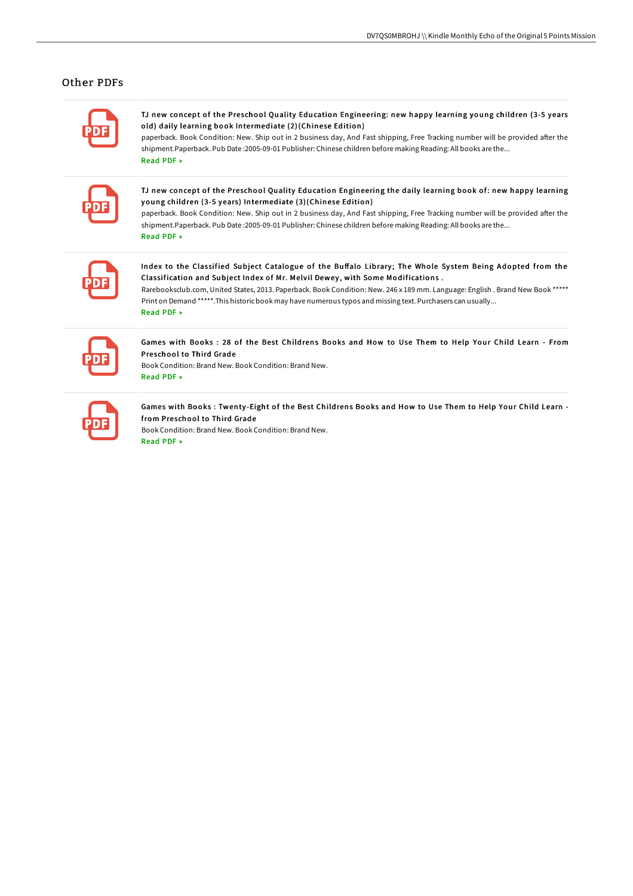## Other PDFs

**TJ new concept of the Preschool Quality Education Engineering: new happy learning young children (3-5 years old) daily learning book Intermediate (2)(Chinese Edition)**

paperback. Book Condition: New. Ship out in 2 business day, And Fast shipping, Free Tracking number will be provided after the shipment.Paperback. Pub Date :2005-09-01 Publisher: Chinese children before making Reading: All books are the...

Read PDF »

**TJ new concept of the Preschool Quality Education Engineering the daily learning book of: new happy learning young children (3-5 years) Intermediate (3)(Chinese Edition)**

paperback. Book Condition: New. Ship out in 2 business day, And Fast shipping, Free Tracking number will be provided after the shipment.Paperback. Pub Date :2005-09-01 Publisher: Chinese children before making Reading: All books are the...

Read PDF »

**Index to the Classified Subject Catalogue of the Buffalo Library; The Whole System Being Adopted from the Classification and Subject Index of Mr. Melvil Dewey, with Some Modifications .**

Rarebooksclub.com, United States, 2013. Paperback. Book Condition: New. 246 x 189 mm. Language: English . Brand New Book ***** Print on Demand *****.This historic book may have numerous typos and missing text. Purchasers can usually...

Read PDF »

**Games with Books : 28 of the Best Childrens Books and How to Use Them to Help Your Child Learn - From Preschool to Third Grade**

Book Condition: Brand New. Book Condition: Brand New.

Read PDF »

**Games with Books : Twenty-Eight of the Best Childrens Books and How to Use Them to Help Your Child Learn - from Preschool to Third Grade**

Book Condition: Brand New. Book Condition: Brand New.

Read PDF »